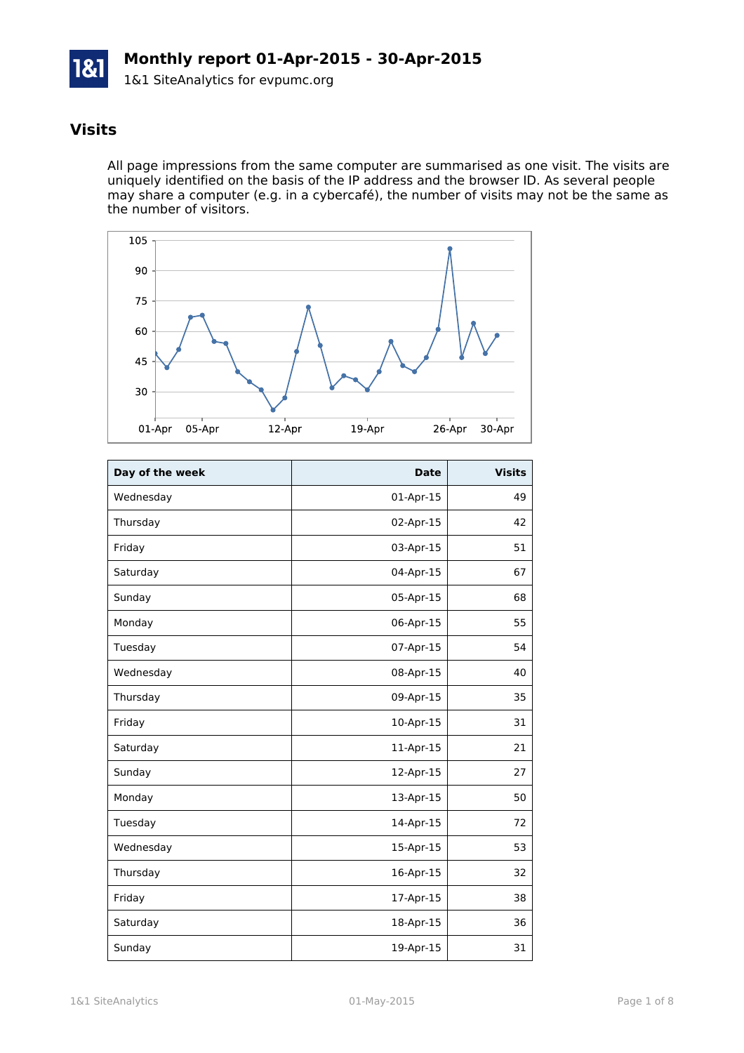# Monthly report 01-Apr-2015 - 30-Apr-2015

1&1 SiteAnalytics for evpumc.org

## Visits

All page impressions from the same computer are summarised as one visit. The visits are uniquely identified on the basis of the IP address and the browser ID. As several people may share a computer (e.g. in a cybercafé), the number of visits may not be the same as the number of visitors.

| Day of the week | Date | Visits |
|---|---|---|
| Wednesday | 01-Apr-15 | 49 |
| Thursday | 02-Apr-15 | 42 |
| Friday | 03-Apr-15 | 51 |
| Saturday | 04-Apr-15 | 67 |
| Sunday | 05-Apr-15 | 68 |
| Monday | 06-Apr-15 | 55 |
| Tuesday | 07-Apr-15 | 54 |
| Wednesday | 08-Apr-15 | 40 |
| Thursday | 09-Apr-15 | 35 |
| Friday | 10-Apr-15 | 31 |
| Saturday | 11-Apr-15 | 21 |
| Sunday | 12-Apr-15 | 27 |
| Monday | 13-Apr-15 | 50 |
| Tuesday | 14-Apr-15 | 72 |
| Wednesday | 15-Apr-15 | 53 |
| Thursday | 16-Apr-15 | 32 |
| Friday | 17-Apr-15 | 38 |
| Saturday | 18-Apr-15 | 36 |
| Sunday | 19-Apr-15 | 31 |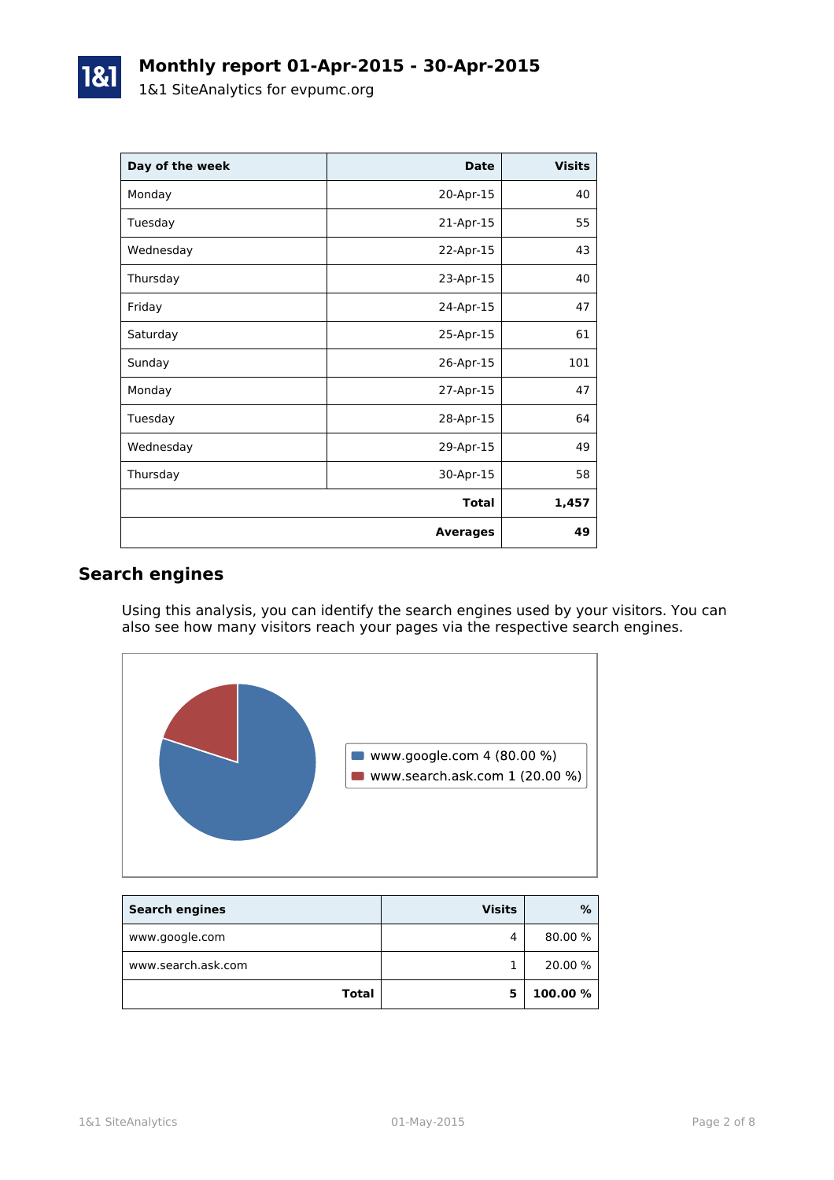# Monthly report 01-Apr-2015 - 30-Apr-2015

1&1 SiteAnalytics for evpumc.org

| Day of the week | Date | Visits |
|---|---|---|
| Monday | 20-Apr-15 | 40 |
| Tuesday | 21-Apr-15 | 55 |
| Wednesday | 22-Apr-15 | 43 |
| Thursday | 23-Apr-15 | 40 |
| Friday | 24-Apr-15 | 47 |
| Saturday | 25-Apr-15 | 61 |
| Sunday | 26-Apr-15 | 101 |
| Monday | 27-Apr-15 | 47 |
| Tuesday | 28-Apr-15 | 64 |
| Wednesday | 29-Apr-15 | 49 |
| Thursday | 30-Apr-15 | 58 |
| | **Total** | **1,457** |
| | **Averages** | **49** |

## Search engines

Using this analysis, you can identify the search engines used by your visitors. You can also see how many visitors reach your pages via the respective search engines.

- www.google.com 4 (80.00 %)
- www.search.ask.com 1 (20.00 %)

| Search engines | Visits | % |
|---|---|---|
| www.google.com | 4 | 80.00 % |
| www.search.ask.com | 1 | 20.00 % |
| **Total** | **5** | **100.00 %** |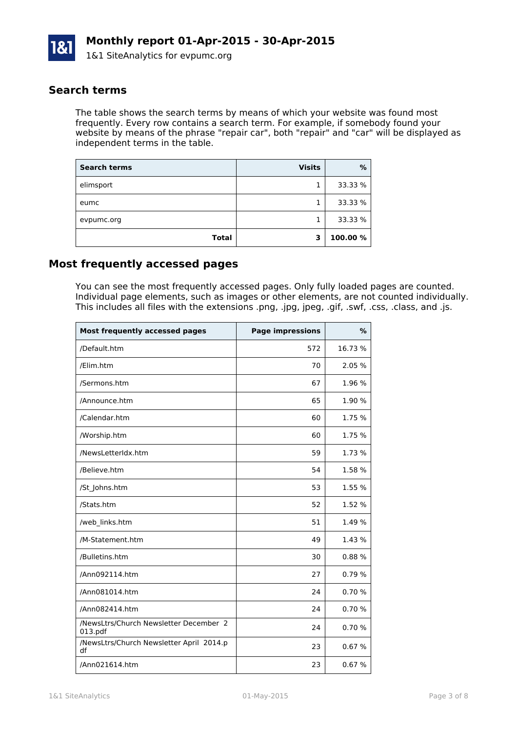# Monthly report 01-Apr-2015 - 30-Apr-2015

1&1 SiteAnalytics for evpumc.org

## Search terms

The table shows the search terms by means of which your website was found most frequently. Every row contains a search term. For example, if somebody found your website by means of the phrase "repair car", both "repair" and "car" will be displayed as independent terms in the table.

| Search terms | Visits | % |
|---|---:|---:|
| elimsport | 1 | 33.33 % |
| eumc | 1 | 33.33 % |
| evpumc.org | 1 | 33.33 % |
| **Total** | **3** | **100.00 %** |

## Most frequently accessed pages

You can see the most frequently accessed pages. Only fully loaded pages are counted. Individual page elements, such as images or other elements, are not counted individually. This includes all files with the extensions .png, .jpg, jpeg, .gif, .swf, .css, .class, and .js.

| Most frequently accessed pages | Page impressions | % |
|---|---:|---:|
| /Default.htm | 572 | 16.73 % |
| /Elim.htm | 70 | 2.05 % |
| /Sermons.htm | 67 | 1.96 % |
| /Announce.htm | 65 | 1.90 % |
| /Calendar.htm | 60 | 1.75 % |
| /Worship.htm | 60 | 1.75 % |
| /NewsLetterIdx.htm | 59 | 1.73 % |
| /Believe.htm | 54 | 1.58 % |
| /St_Johns.htm | 53 | 1.55 % |
| /Stats.htm | 52 | 1.52 % |
| /web_links.htm | 51 | 1.49 % |
| /M-Statement.htm | 49 | 1.43 % |
| /Bulletins.htm | 30 | 0.88 % |
| /Ann092114.htm | 27 | 0.79 % |
| /Ann081014.htm | 24 | 0.70 % |
| /Ann082414.htm | 24 | 0.70 % |
| /NewsLtrs/Church Newsletter December 2013.pdf | 24 | 0.70 % |
| /NewsLtrs/Church Newsletter April 2014.pdf | 23 | 0.67 % |
| /Ann021614.htm | 23 | 0.67 % |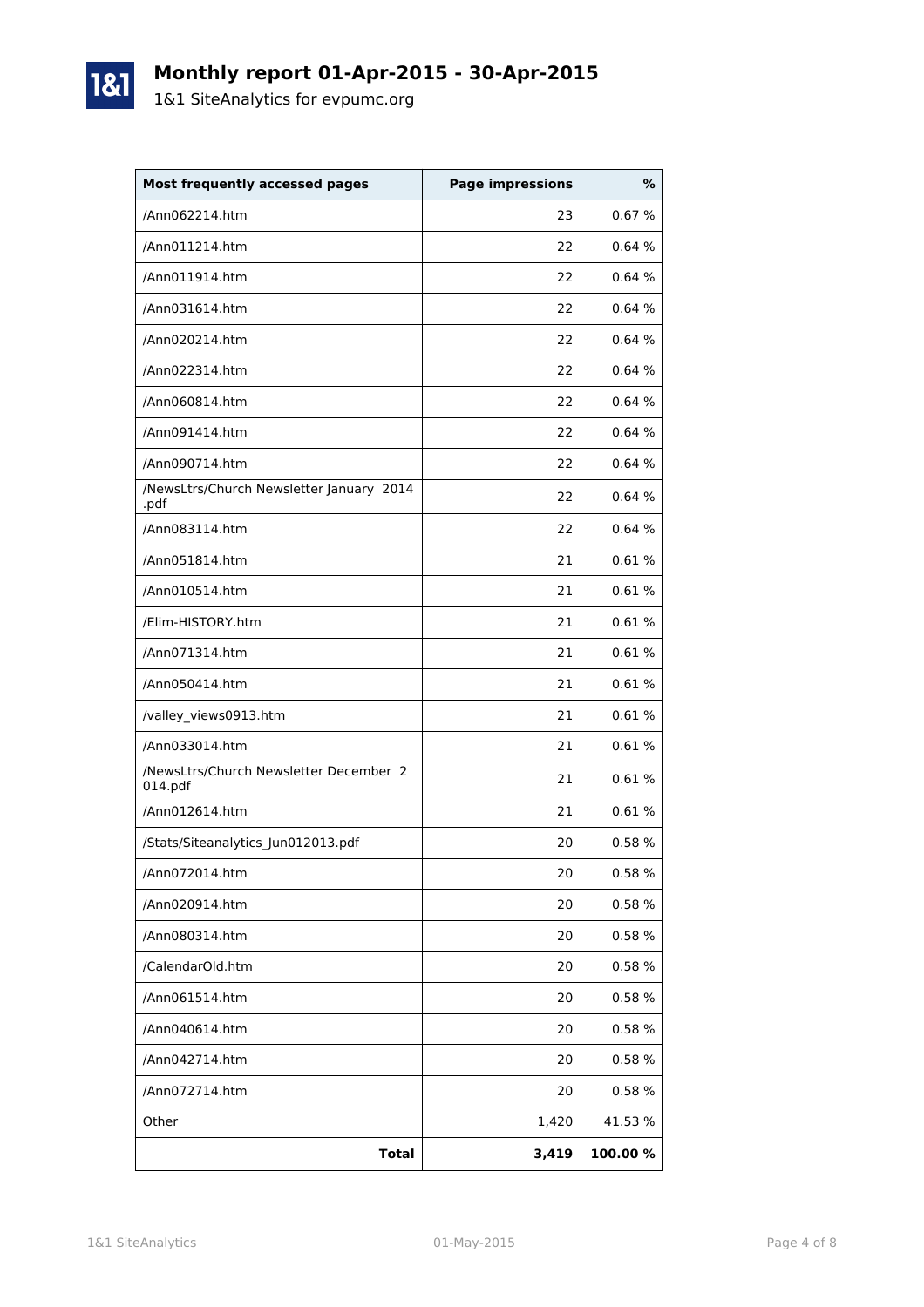# Monthly report 01-Apr-2015 - 30-Apr-2015

1&1 SiteAnalytics for evpumc.org

| Most frequently accessed pages | Page impressions | % |
|---|---|---|
| /Ann062214.htm | 23 | 0.67 % |
| /Ann011214.htm | 22 | 0.64 % |
| /Ann011914.htm | 22 | 0.64 % |
| /Ann031614.htm | 22 | 0.64 % |
| /Ann020214.htm | 22 | 0.64 % |
| /Ann022314.htm | 22 | 0.64 % |
| /Ann060814.htm | 22 | 0.64 % |
| /Ann091414.htm | 22 | 0.64 % |
| /Ann090714.htm | 22 | 0.64 % |
| /NewsLtrs/Church Newsletter January 2014 .pdf | 22 | 0.64 % |
| /Ann083114.htm | 22 | 0.64 % |
| /Ann051814.htm | 21 | 0.61 % |
| /Ann010514.htm | 21 | 0.61 % |
| /Elim-HISTORY.htm | 21 | 0.61 % |
| /Ann071314.htm | 21 | 0.61 % |
| /Ann050414.htm | 21 | 0.61 % |
| /valley_views0913.htm | 21 | 0.61 % |
| /Ann033014.htm | 21 | 0.61 % |
| /NewsLtrs/Church Newsletter December 2014.pdf | 21 | 0.61 % |
| /Ann012614.htm | 21 | 0.61 % |
| /Stats/Siteanalytics_Jun012013.pdf | 20 | 0.58 % |
| /Ann072014.htm | 20 | 0.58 % |
| /Ann020914.htm | 20 | 0.58 % |
| /Ann080314.htm | 20 | 0.58 % |
| /CalendarOld.htm | 20 | 0.58 % |
| /Ann061514.htm | 20 | 0.58 % |
| /Ann040614.htm | 20 | 0.58 % |
| /Ann042714.htm | 20 | 0.58 % |
| /Ann072714.htm | 20 | 0.58 % |
| Other | 1,420 | 41.53 % |
| **Total** | **3,419** | **100.00 %** |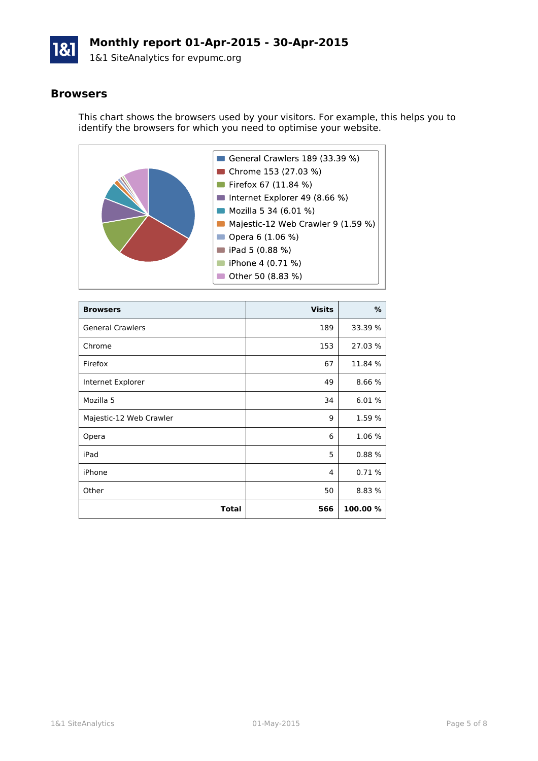# Monthly report 01-Apr-2015 - 30-Apr-2015

1&1 SiteAnalytics for evpumc.org

## Browsers

This chart shows the browsers used by your visitors. For example, this helps you to identify the browsers for which you need to optimise your website.

- General Crawlers 189 (33.39 %)
- Chrome 153 (27.03 %)
- Firefox 67 (11.84 %)
- Internet Explorer 49 (8.66 %)
- Mozilla 5 34 (6.01 %)
- Majestic-12 Web Crawler 9 (1.59 %)
- Opera 6 (1.06 %)
- iPad 5 (0.88 %)
- iPhone 4 (0.71 %)
- Other 50 (8.83 %)

| Browsers | Visits | % |
|---|---:|---:|
| General Crawlers | 189 | 33.39 % |
| Chrome | 153 | 27.03 % |
| Firefox | 67 | 11.84 % |
| Internet Explorer | 49 | 8.66 % |
| Mozilla 5 | 34 | 6.01 % |
| Majestic-12 Web Crawler | 9 | 1.59 % |
| Opera | 6 | 1.06 % |
| iPad | 5 | 0.88 % |
| iPhone | 4 | 0.71 % |
| Other | 50 | 8.83 % |
| **Total** | **566** | **100.00 %** |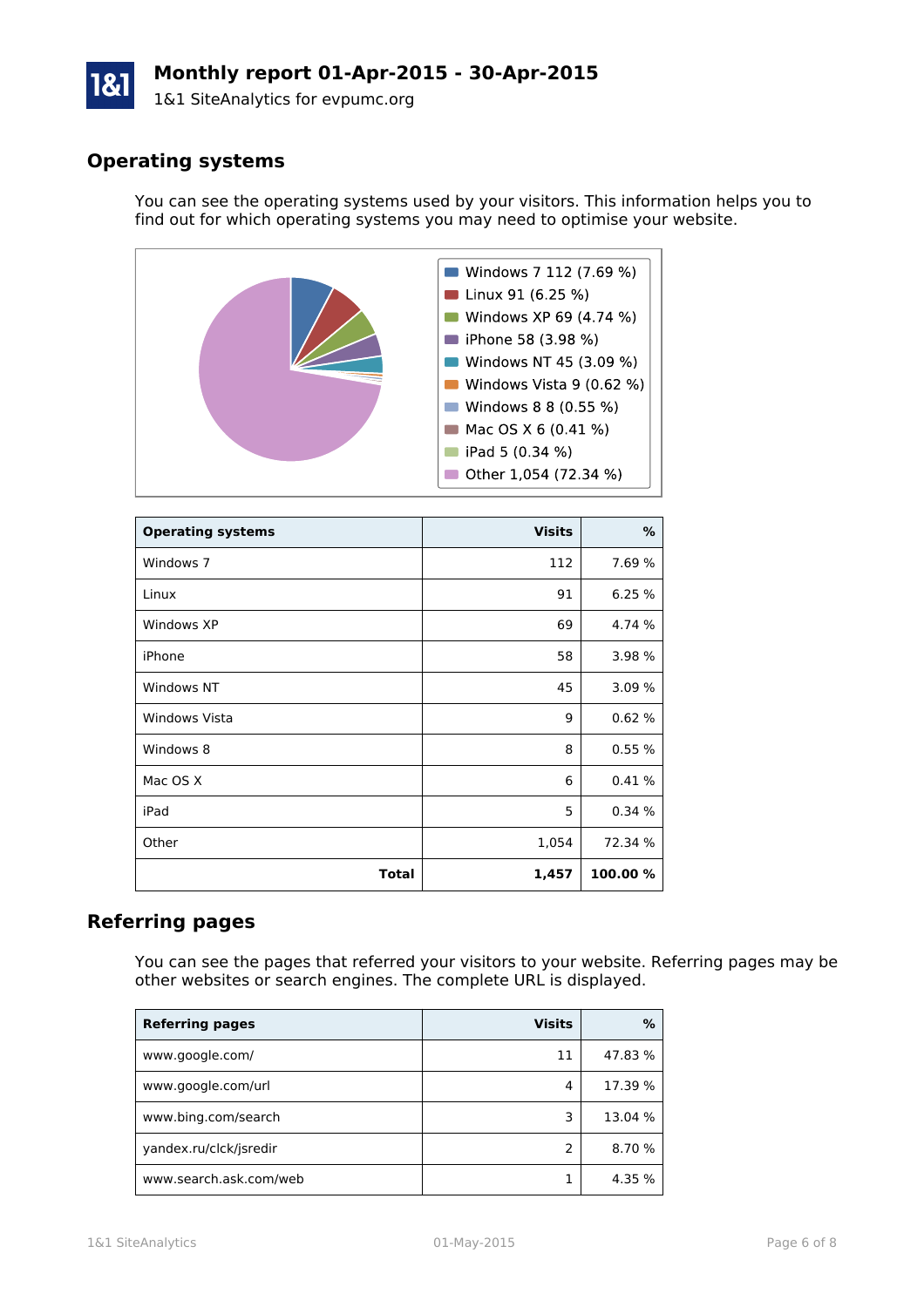# Monthly report 01-Apr-2015 - 30-Apr-2015

1&1 SiteAnalytics for evpumc.org

## Operating systems

You can see the operating systems used by your visitors. This information helps you to find out for which operating systems you may need to optimise your website.

- Windows 7 112 (7.69 %)
- Linux 91 (6.25 %)
- Windows XP 69 (4.74 %)
- iPhone 58 (3.98 %)
- Windows NT 45 (3.09 %)
- Windows Vista 9 (0.62 %)
- Windows 8 8 (0.55 %)
- Mac OS X 6 (0.41 %)
- iPad 5 (0.34 %)
- Other 1,054 (72.34 %)

| Operating systems | Visits | % |
|---|---:|---:|
| Windows 7 | 112 | 7.69 % |
| Linux | 91 | 6.25 % |
| Windows XP | 69 | 4.74 % |
| iPhone | 58 | 3.98 % |
| Windows NT | 45 | 3.09 % |
| Windows Vista | 9 | 0.62 % |
| Windows 8 | 8 | 0.55 % |
| Mac OS X | 6 | 0.41 % |
| iPad | 5 | 0.34 % |
| Other | 1,054 | 72.34 % |
| **Total** | **1,457** | **100.00 %** |

## Referring pages

You can see the pages that referred your visitors to your website. Referring pages may be other websites or search engines. The complete URL is displayed.

| Referring pages | Visits | % |
|---|---:|---:|
| www.google.com/ | 11 | 47.83 % |
| www.google.com/url | 4 | 17.39 % |
| www.bing.com/search | 3 | 13.04 % |
| yandex.ru/clck/jsredir | 2 | 8.70 % |
| www.search.ask.com/web | 1 | 4.35 % |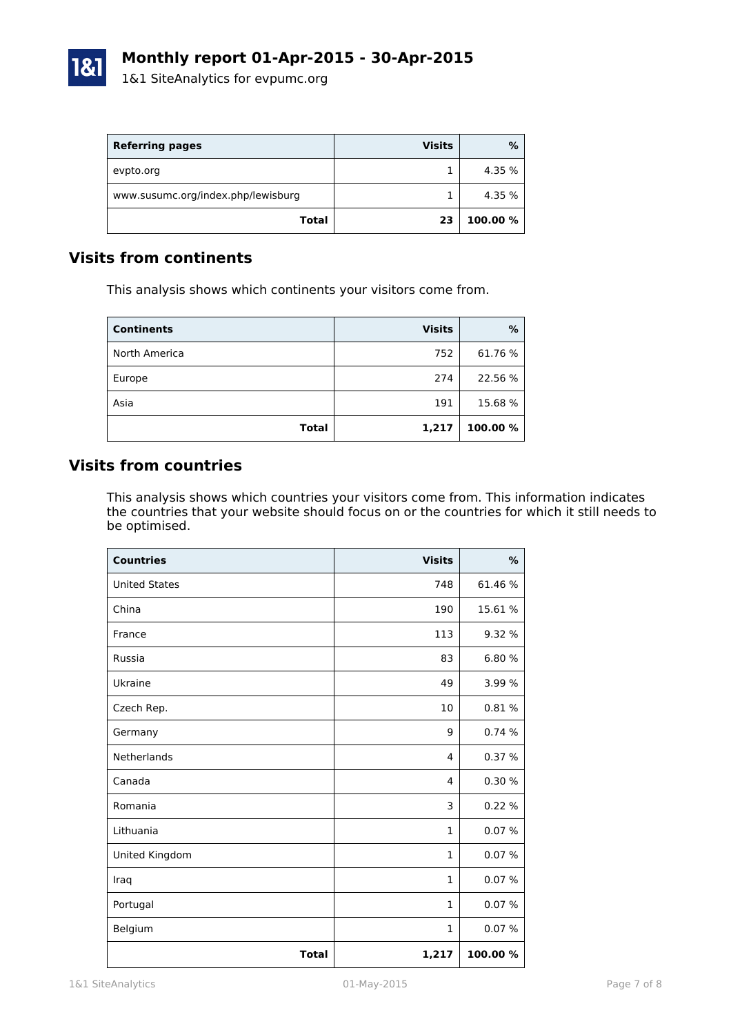| Referring pages | Visits | % |
|---|---|---|
| evpto.org | 1 | 4.35 % |
| www.susumc.org/index.php/lewisburg | 1 | 4.35 % |
| **Total** | **23** | **100.00 %** |

## Visits from continents

This analysis shows which continents your visitors come from.

| Continents | Visits | % |
|---|---|---|
| North America | 752 | 61.76 % |
| Europe | 274 | 22.56 % |
| Asia | 191 | 15.68 % |
| **Total** | **1,217** | **100.00 %** |

## Visits from countries

This analysis shows which countries your visitors come from. This information indicates the countries that your website should focus on or the countries for which it still needs to be optimised.

| Countries | Visits | % |
|---|---|---|
| United States | 748 | 61.46 % |
| China | 190 | 15.61 % |
| France | 113 | 9.32 % |
| Russia | 83 | 6.80 % |
| Ukraine | 49 | 3.99 % |
| Czech Rep. | 10 | 0.81 % |
| Germany | 9 | 0.74 % |
| Netherlands | 4 | 0.37 % |
| Canada | 4 | 0.30 % |
| Romania | 3 | 0.22 % |
| Lithuania | 1 | 0.07 % |
| United Kingdom | 1 | 0.07 % |
| Iraq | 1 | 0.07 % |
| Portugal | 1 | 0.07 % |
| Belgium | 1 | 0.07 % |
| **Total** | **1,217** | **100.00 %** |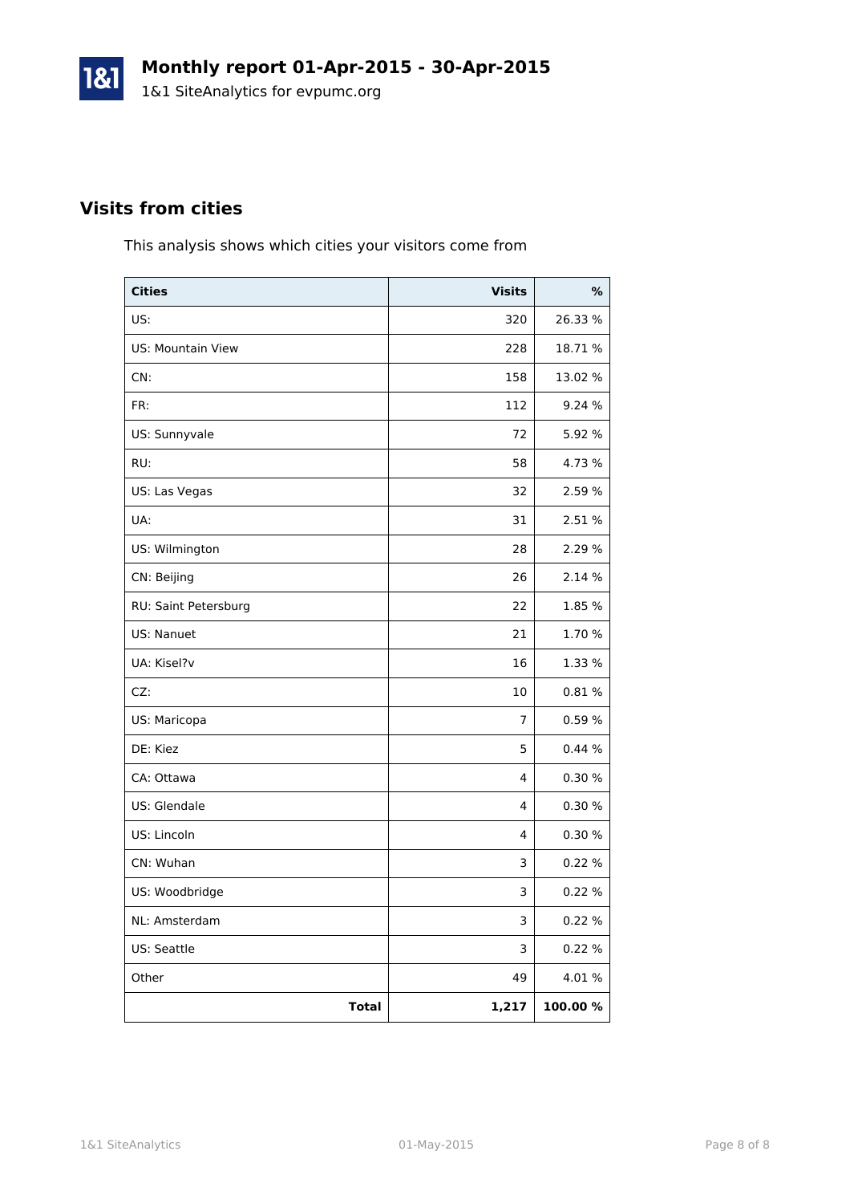# Monthly report 01-Apr-2015 - 30-Apr-2015

1&1 SiteAnalytics for evpumc.org

## Visits from cities

This analysis shows which cities your visitors come from

| Cities | Visits | % |
|---|---:|---:|
| US: | 320 | 26.33 % |
| US: Mountain View | 228 | 18.71 % |
| CN: | 158 | 13.02 % |
| FR: | 112 | 9.24 % |
| US: Sunnyvale | 72 | 5.92 % |
| RU: | 58 | 4.73 % |
| US: Las Vegas | 32 | 2.59 % |
| UA: | 31 | 2.51 % |
| US: Wilmington | 28 | 2.29 % |
| CN: Beijing | 26 | 2.14 % |
| RU: Saint Petersburg | 22 | 1.85 % |
| US: Nanuet | 21 | 1.70 % |
| UA: Kisel?v | 16 | 1.33 % |
| CZ: | 10 | 0.81 % |
| US: Maricopa | 7 | 0.59 % |
| DE: Kiez | 5 | 0.44 % |
| CA: Ottawa | 4 | 0.30 % |
| US: Glendale | 4 | 0.30 % |
| US: Lincoln | 4 | 0.30 % |
| CN: Wuhan | 3 | 0.22 % |
| US: Woodbridge | 3 | 0.22 % |
| NL: Amsterdam | 3 | 0.22 % |
| US: Seattle | 3 | 0.22 % |
| Other | 49 | 4.01 % |
| **Total** | **1,217** | **100.00 %** |